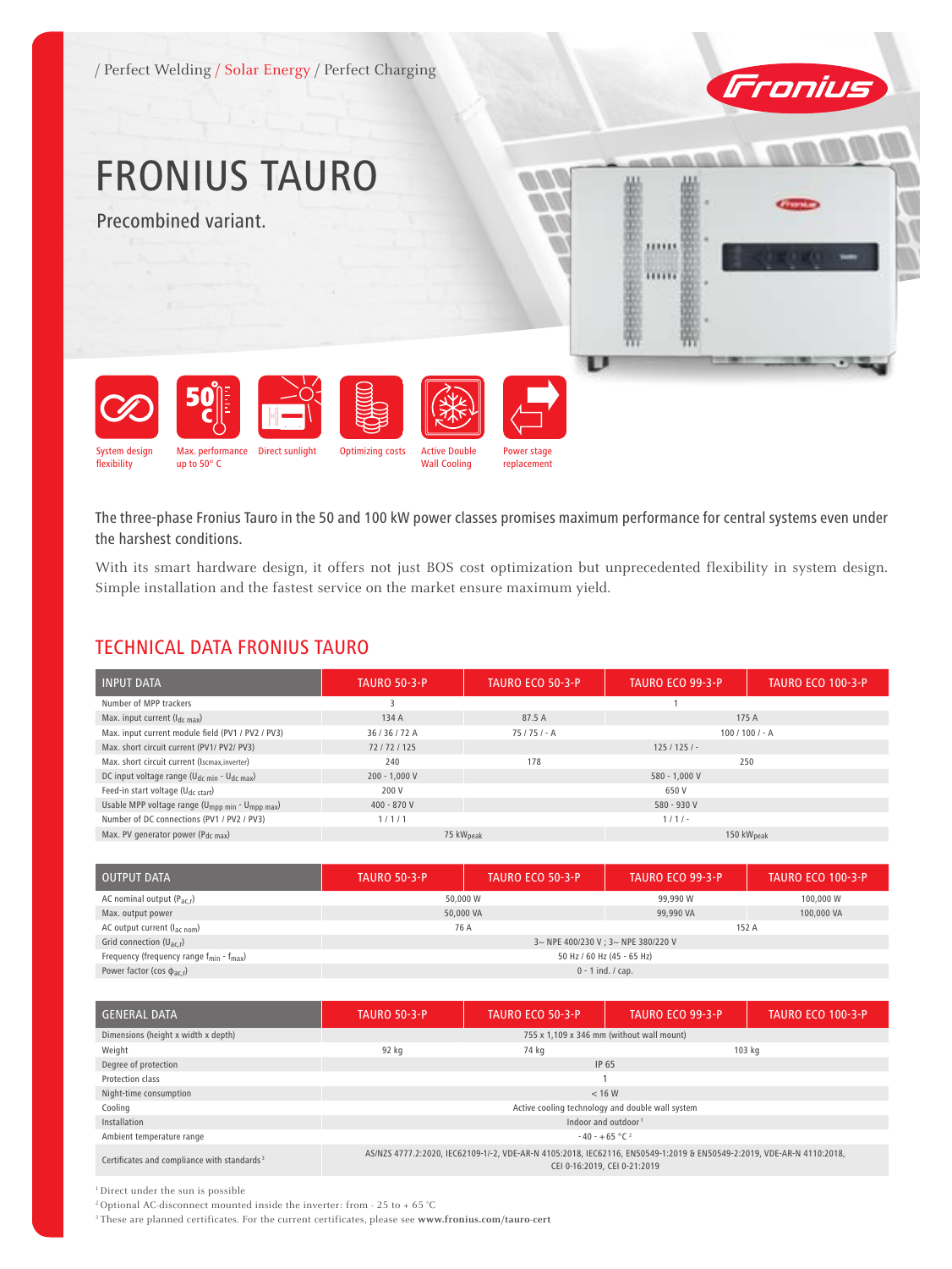/ Perfect Welding / Solar Energy / Perfect Charging

# FRONIUS TAURO

Precombined variant.

System design flexibility | Max. performance up to 50° C | Direct sunlight | Optimizing costs | Active Double Wall Cooling | Power stage replacement

The three-phase Fronius Tauro in the 50 and 100 kW power classes promises maximum performance for central systems even under the harshest conditions.

With its smart hardware design, it offers not just BOS cost optimization but unprecedented flexibility in system design. Simple installation and the fastest service on the market ensure maximum yield.

## TECHNICAL DATA FRONIUS TAURO

| INPUT DATA | TAURO 50-3-P | TAURO ECO 50-3-P | TAURO ECO 99-3-P | TAURO ECO 100-3-P |
|---|---|---|---|---|
| Number of MPP trackers | 3 | 1 | | |
| Max. input current ($I_{dc\ max}$) | 134 A | 87.5 A | 175 A | |
| Max. input current module field (PV1 / PV2 / PV3) | 36 / 36 / 72 A | 75 / 75 / - A | 100 / 100 / - A | |
| Max. short circuit current (PV1/ PV2/ PV3) | 72 / 72 / 125 | 125 / 125 / - | | |
| Max. short circuit current ($I_{scmax,inverter}$) | 240 | 178 | 250 | |
| DC input voltage range ($U_{dc\ min}$ - $U_{dc\ max}$) | 200 - 1,000 V | 580 - 1,000 V | | |
| Feed-in start voltage ($U_{dc\ start}$) | 200 V | 650 V | | |
| Usable MPP voltage range ($U_{mpp\ min}$ - $U_{mpp\ max}$) | 400 - 870 V | 580 - 930 V | | |
| Number of DC connections (PV1 / PV2 / PV3) | 1 / 1 / 1 | 1 / 1 / - | | |
| Max. PV generator power ($P_{dc\ max}$) | 75 $kW_{peak}$ | | 150 $kW_{peak}$ | |

| OUTPUT DATA | TAURO 50-3-P | TAURO ECO 50-3-P | TAURO ECO 99-3-P | TAURO ECO 100-3-P |
|---|---|---|---|---|
| AC nominal output ($P_{ac,r}$) | 50,000 W | | 99,990 W | 100,000 W |
| Max. output power | 50,000 VA | | 99,990 VA | 100,000 VA |
| AC output current ($I_{ac\ nom}$) | 76 A | | 152 A | |
| Grid connection ($U_{ac,r}$) | 3~ NPE 400/230 V ; 3~ NPE 380/220 V | | | |
| Frequency (frequency range $f_{min}$ - $f_{max}$) | 50 Hz / 60 Hz (45 - 65 Hz) | | | |
| Power factor (cos $\phi_{ac,r}$) | 0 - 1 ind. / cap. | | | |

| GENERAL DATA | TAURO 50-3-P | TAURO ECO 50-3-P | TAURO ECO 99-3-P | TAURO ECO 100-3-P |
|---|---|---|---|---|
| Dimensions (height x width x depth) | 755 x 1,109 x 346 mm (without wall mount) | | | |
| Weight | 92 kg | 74 kg | 103 kg | |
| Degree of protection | IP 65 | | | |
| Protection class | 1 | | | |
| Night-time consumption | < 16 W | | | |
| Cooling | Active cooling technology and double wall system | | | |
| Installation | Indoor and outdoor [1] | | | |
| Ambient temperature range | - 40 - + 65 °C [2] | | | |
| Certificates and compliance with standards [3] | AS/NZS 4777.2:2020, IEC62109-1/-2, VDE-AR-N 4105:2018, IEC62116, EN50549-1:2019 & EN50549-2:2019, VDE-AR-N 4110:2018, CEI 0-16:2019, CEI 0-21:2019 | | | |

[1] Direct under the sun is possible

[2] Optional AC-disconnect mounted inside the inverter: from - 25 to + 65 °C

[3] These are planned certificates. For the current certificates, please see **www.fronius.com/tauro-cert**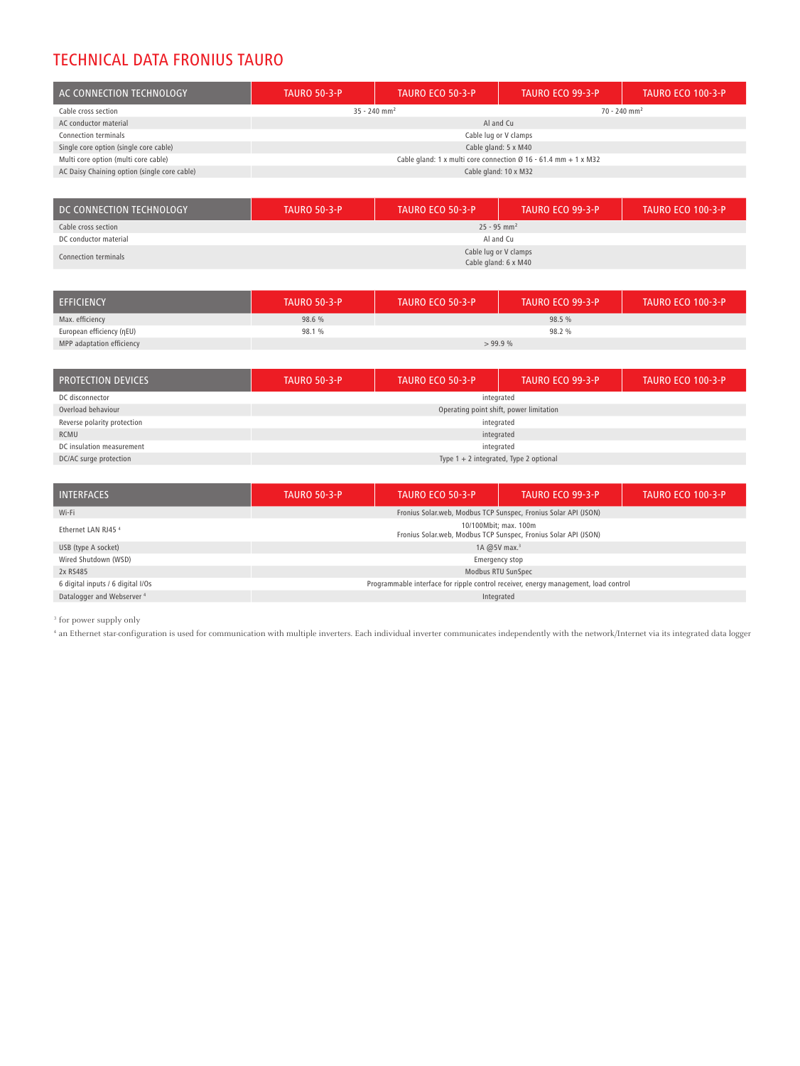# TECHNICAL DATA FRONIUS TAURO

| AC CONNECTION TECHNOLOGY | TAURO 50-3-P | TAURO ECO 50-3-P | TAURO ECO 99-3-P | TAURO ECO 100-3-P |
|---|---|---|---|---|
| Cable cross section | 35 - 240 mm² | | 70 - 240 mm² | |
| AC conductor material | Al and Cu | | | |
| Connection terminals | Cable lug or V clamps | | | |
| Single core option (single core cable) | Cable gland: 5 x M40 | | | |
| Multi core option (multi core cable) | Cable gland: 1 x multi core connection Ø 16 - 61.4 mm + 1 x M32 | | | |
| AC Daisy Chaining option (single core cable) | Cable gland: 10 x M32 | | | |

| DC CONNECTION TECHNOLOGY | TAURO 50-3-P | TAURO ECO 50-3-P | TAURO ECO 99-3-P | TAURO ECO 100-3-P |
|---|---|---|---|---|
| Cable cross section | 25 - 95 mm² | | | |
| DC conductor material | Al and Cu | | | |
| Connection terminals | Cable lug or V clamps<br>Cable gland: 6 x M40 | | | |

| EFFICIENCY | TAURO 50-3-P | TAURO ECO 50-3-P | TAURO ECO 99-3-P | TAURO ECO 100-3-P |
|---|---|---|---|---|
| Max. efficiency | 98.6 % | 98.5 % | | |
| European efficiency (ηEU) | 98.1 % | 98.2 % | | |
| MPP adaptation efficiency | > 99.9 % | | | |

| PROTECTION DEVICES | TAURO 50-3-P | TAURO ECO 50-3-P | TAURO ECO 99-3-P | TAURO ECO 100-3-P |
|---|---|---|---|---|
| DC disconnector | integrated | | | |
| Overload behaviour | Operating point shift, power limitation | | | |
| Reverse polarity protection | integrated | | | |
| RCMU | integrated | | | |
| DC insulation measurement | integrated | | | |
| DC/AC surge protection | Type 1 + 2 integrated, Type 2 optional | | | |

| INTERFACES | TAURO 50-3-P | TAURO ECO 50-3-P | TAURO ECO 99-3-P | TAURO ECO 100-3-P |
|---|---|---|---|---|
| Wi-Fi | Fronius Solar.web, Modbus TCP Sunspec, Fronius Solar API (JSON) | | | |
| Ethernet LAN RJ45 [4] | 10/100Mbit; max. 100m<br>Fronius Solar.web, Modbus TCP Sunspec, Fronius Solar API (JSON) | | | |
| USB (type A socket) | 1A @5V max.[3] | | | |
| Wired Shutdown (WSD) | Emergency stop | | | |
| 2x RS485 | Modbus RTU SunSpec | | | |
| 6 digital inputs / 6 digital I/Os | Programmable interface for ripple control receiver, energy management, load control | | | |
| Datalogger and Webserver [4] | Integrated | | | |

[3] for power supply only

[4] an Ethernet star-configuration is used for communication with multiple inverters. Each individual inverter communicates independently with the network/Internet via its integrated data logger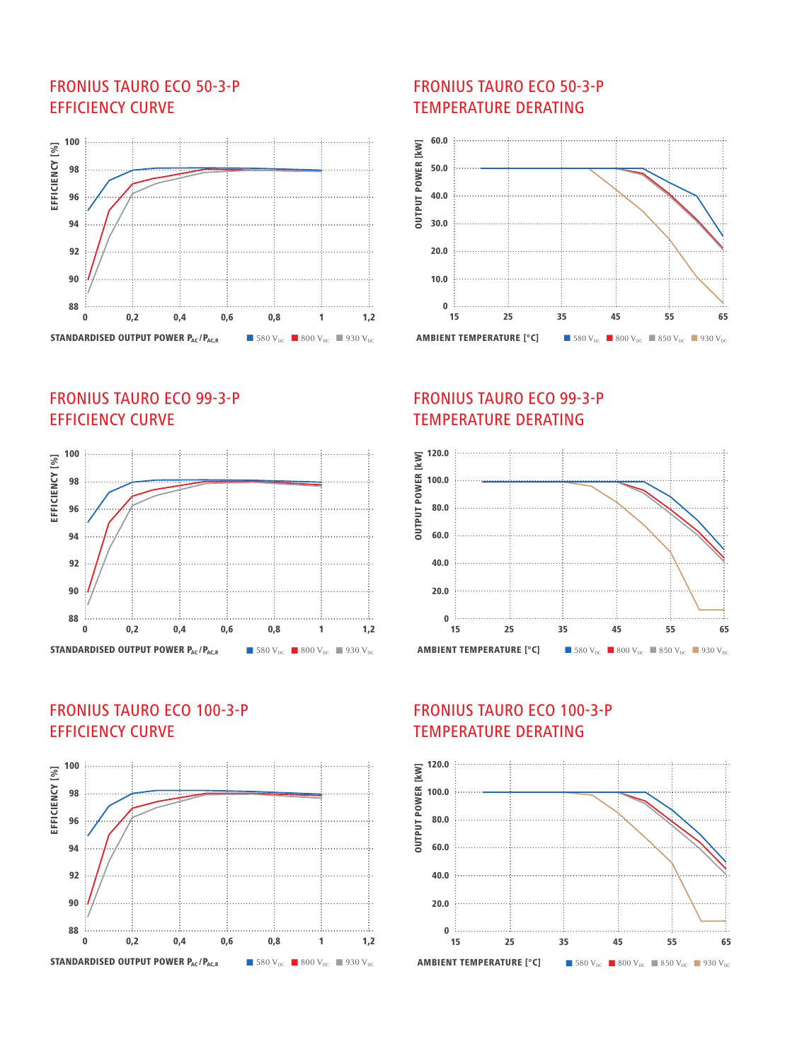## FRONIUS TAURO ECO 50-3-P EFFICIENCY CURVE

EFFICIENCY [%]

STANDARDISED OUTPUT POWER $P_{AC}/P_{AC,R}$

580 $V_{DC}$ 800 $V_{DC}$ 930 $V_{DC}$

## FRONIUS TAURO ECO 50-3-P TEMPERATURE DERATING

OUTPUT POWER [kW]

AMBIENT TEMPERATURE [°C]

580 $V_{DC}$ 800 $V_{DC}$ 850 $V_{DC}$ 930 $V_{DC}$

## FRONIUS TAURO ECO 99-3-P EFFICIENCY CURVE

EFFICIENCY [%]

STANDARDISED OUTPUT POWER $P_{AC}/P_{AC,R}$

580 $V_{DC}$ 800 $V_{DC}$ 930 $V_{DC}$

## FRONIUS TAURO ECO 99-3-P TEMPERATURE DERATING

OUTPUT POWER [kW]

AMBIENT TEMPERATURE [°C]

580 $V_{DC}$ 800 $V_{DC}$ 850 $V_{DC}$ 930 $V_{DC}$

## FRONIUS TAURO ECO 100-3-P EFFICIENCY CURVE

EFFICIENCY [%]

STANDARDISED OUTPUT POWER $P_{AC}/P_{AC,R}$

580 $V_{DC}$ 800 $V_{DC}$ 930 $V_{DC}$

## FRONIUS TAURO ECO 100-3-P TEMPERATURE DERATING

OUTPUT POWER [kW]

AMBIENT TEMPERATURE [°C]

580 $V_{DC}$ 800 $V_{DC}$ 850 $V_{DC}$ 930 $V_{DC}$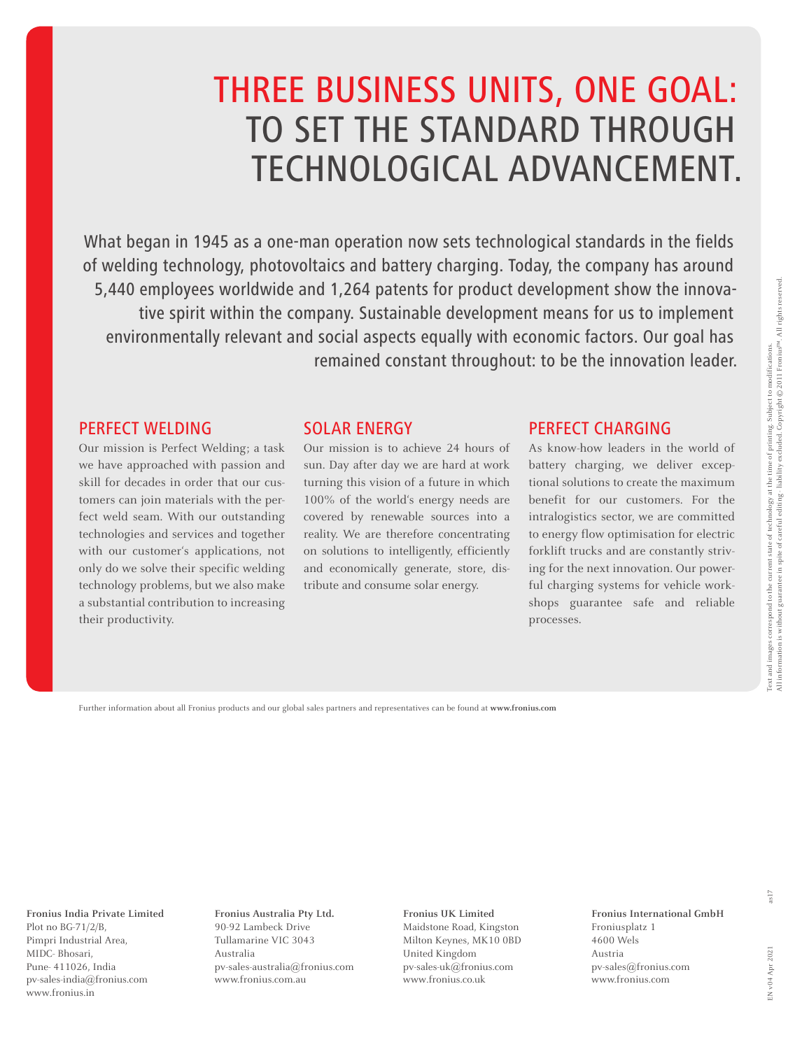# THREE BUSINESS UNITS, ONE GOAL: TO SET THE STANDARD THROUGH TECHNOLOGICAL ADVANCEMENT.

What began in 1945 as a one-man operation now sets technological standards in the fields of welding technology, photovoltaics and battery charging. Today, the company has around 5,440 employees worldwide and 1,264 patents for product development show the innovative spirit within the company. Sustainable development means for us to implement environmentally relevant and social aspects equally with economic factors. Our goal has remained constant throughout: to be the innovation leader.

## PERFECT WELDING

Our mission is Perfect Welding; a task we have approached with passion and skill for decades in order that our customers can join materials with the perfect weld seam. With our outstanding technologies and services and together with our customer's applications, not only do we solve their specific welding technology problems, but we also make a substantial contribution to increasing their productivity.

## SOLAR ENERGY

Our mission is to achieve 24 hours of sun. Day after day we are hard at work turning this vision of a future in which 100% of the world's energy needs are covered by renewable sources into a reality. We are therefore concentrating on solutions to intelligently, efficiently and economically generate, store, distribute and consume solar energy.

## PERFECT CHARGING

As know-how leaders in the world of battery charging, we deliver exceptional solutions to create the maximum benefit for our customers. For the intralogistics sector, we are committed to energy flow optimisation for electric forklift trucks and are constantly striving for the next innovation. Our powerful charging systems for vehicle workshops guarantee safe and reliable processes.

Further information about all Fronius products and our global sales partners and representatives can be found at **www.fronius.com**

Text and images correspond to the current state of technology at the time of printing. Subject to modifications.
All information is without guarantee in spite of careful editing - liability excluded. Copyright © 2011 Fronius™. All rights reserved.

**Fronius India Private Limited**
Plot no BG-71/2/B,
Pimpri Industrial Area,
MIDC- Bhosari,
Pune- 411026, India
pv-sales-india@fronius.com
www.fronius.in

**Fronius Australia Pty Ltd.**
90-92 Lambeck Drive
Tullamarine VIC 3043
Australia
pv-sales-australia@fronius.com
www.fronius.com.au

**Fronius UK Limited**
Maidstone Road, Kingston
Milton Keynes, MK10 0BD
United Kingdom
pv-sales-uk@fronius.com
www.fronius.co.uk

**Fronius International GmbH**
Froniusplatz 1
4600 Wels
Austria
pv-sales@fronius.com
www.fronius.com

EN v04 Apr 2021 as17